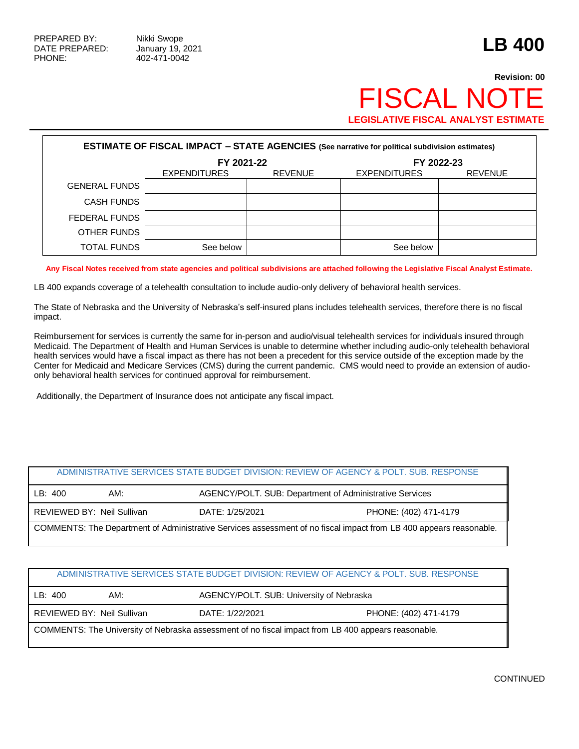PREPARED BY: Nikki Swope
DATE PREPARED: January 19, 2021
PHONE: 402-471-0042

# LB 400

**Revision: 00**

# FISCAL NOTE

**LEGISLATIVE FISCAL ANALYST ESTIMATE**

| **ESTIMATE OF FISCAL IMPACT – STATE AGENCIES** (See narrative for political subdivision estimates) | | | | |
|---|---|---|---|---|
| | **FY 2021-22** | | **FY 2022-23** | |
| | EXPENDITURES | REVENUE | EXPENDITURES | REVENUE |
| GENERAL FUNDS | | | | |
| CASH FUNDS | | | | |
| FEDERAL FUNDS | | | | |
| OTHER FUNDS | | | | |
| TOTAL FUNDS | See below | | See below | |

**Any Fiscal Notes received from state agencies and political subdivisions are attached following the Legislative Fiscal Analyst Estimate.**

LB 400 expands coverage of a telehealth consultation to include audio-only delivery of behavioral health services.

The State of Nebraska and the University of Nebraska's self-insured plans includes telehealth services, therefore there is no fiscal impact.

Reimbursement for services is currently the same for in-person and audio/visual telehealth services for individuals insured through Medicaid. The Department of Health and Human Services is unable to determine whether including audio-only telehealth behavioral health services would have a fiscal impact as there has not been a precedent for this service outside of the exception made by the Center for Medicaid and Medicare Services (CMS) during the current pandemic. CMS would need to provide an extension of audio-only behavioral health services for continued approval for reimbursement.

Additionally, the Department of Insurance does not anticipate any fiscal impact.

| ADMINISTRATIVE SERVICES STATE BUDGET DIVISION: REVIEW OF AGENCY & POLT. SUB. RESPONSE | | | |
|---|---|---|---|
| LB: 400 | AM: | AGENCY/POLT. SUB: Department of Administrative Services | |
| REVIEWED BY: Neil Sullivan | | DATE: 1/25/2021 | PHONE: (402) 471-4179 |
| COMMENTS: The Department of Administrative Services assessment of no fiscal impact from LB 400 appears reasonable. | | | |

| ADMINISTRATIVE SERVICES STATE BUDGET DIVISION: REVIEW OF AGENCY & POLT. SUB. RESPONSE | | | |
|---|---|---|---|
| LB: 400 | AM: | AGENCY/POLT. SUB: University of Nebraska | |
| REVIEWED BY: Neil Sullivan | | DATE: 1/22/2021 | PHONE: (402) 471-4179 |
| COMMENTS: The University of Nebraska assessment of no fiscal impact from LB 400 appears reasonable. | | | |

CONTINUED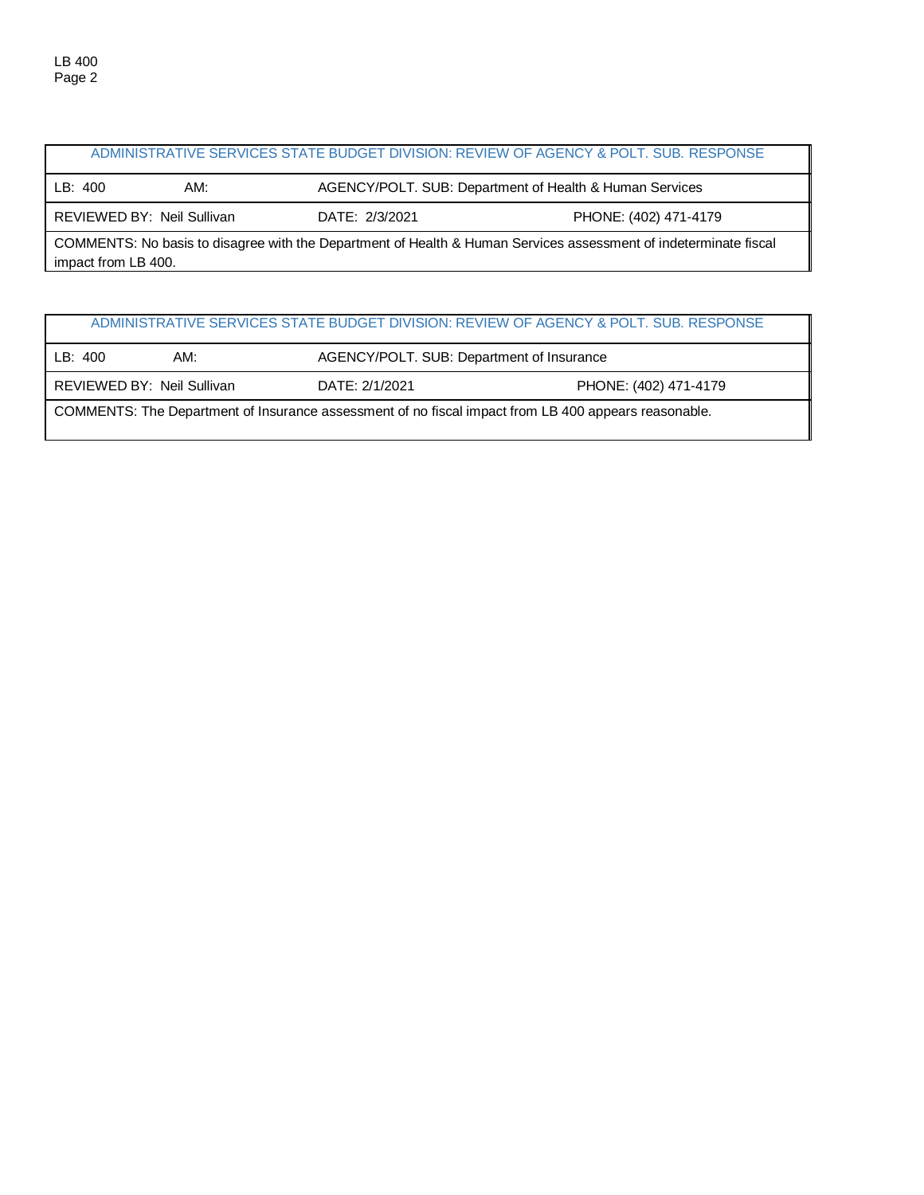| ADMINISTRATIVE SERVICES STATE BUDGET DIVISION: REVIEW OF AGENCY & POLT. SUB. RESPONSE | | |
|---|---|---|
| LB: 400 AM: | AGENCY/POLT. SUB: Department of Health & Human Services | |
| REVIEWED BY: Neil Sullivan | DATE: 2/3/2021 | PHONE: (402) 471-4179 |
| COMMENTS: No basis to disagree with the Department of Health & Human Services assessment of indeterminate fiscal impact from LB 400. | | |

| ADMINISTRATIVE SERVICES STATE BUDGET DIVISION: REVIEW OF AGENCY & POLT. SUB. RESPONSE | | |
|---|---|---|
| LB: 400 AM: | AGENCY/POLT. SUB: Department of Insurance | |
| REVIEWED BY: Neil Sullivan | DATE: 2/1/2021 | PHONE: (402) 471-4179 |
| COMMENTS: The Department of Insurance assessment of no fiscal impact from LB 400 appears reasonable. | | |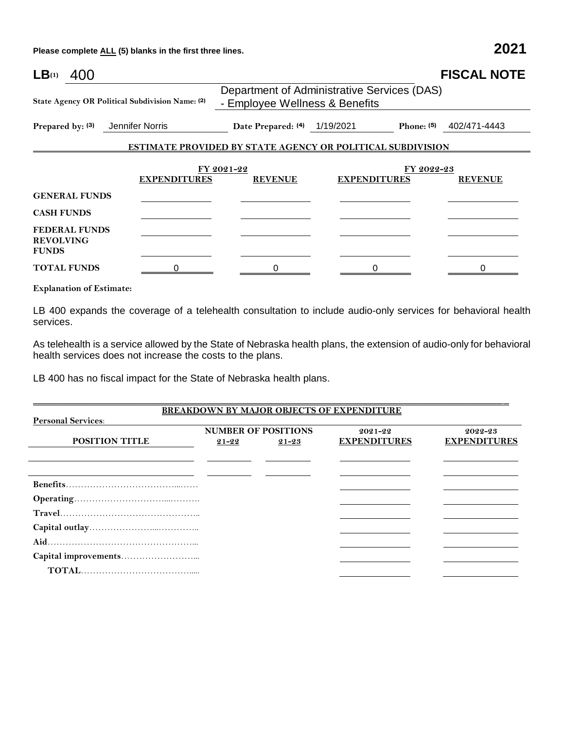Please complete ALL (5) blanks in the first three lines. **2021**

**LB**(1) 400 **FISCAL NOTE**

**State Agency OR Political Subdivision Name:** (2) Department of Administrative Services (DAS) - Employee Wellness & Benefits

**Prepared by:** (3) Jennifer Norris **Date Prepared:** (4) 1/19/2021 **Phone:** (5) 402/471-4443

**ESTIMATE PROVIDED BY STATE AGENCY OR POLITICAL SUBDIVISION**

| | FY 2021-22 | | FY 2022-23 | |
|---|---|---|---|---|
| | **EXPENDITURES** | **REVENUE** | **EXPENDITURES** | **REVENUE** |
| **GENERAL FUNDS** | | | | |
| **CASH FUNDS** | | | | |
| **FEDERAL FUNDS** | | | | |
| **REVOLVING FUNDS** | | | | |
| **TOTAL FUNDS** | 0 | 0 | 0 | 0 |

**Explanation of Estimate:**

LB 400 expands the coverage of a telehealth consultation to include audio-only services for behavioral health services.

As telehealth is a service allowed by the State of Nebraska health plans, the extension of audio-only for behavioral health services does not increase the costs to the plans.

LB 400 has no fiscal impact for the State of Nebraska health plans.

**BREAKDOWN BY MAJOR OBJECTS OF EXPENDITURE**

**Personal Services:**

| POSITION TITLE | NUMBER OF POSITIONS 21-22 | NUMBER OF POSITIONS 21-23 | 2021-22 EXPENDITURES | 2022-23 EXPENDITURES |
|---|---|---|---|---|
| | | | | |
| | | | | |
| **Benefits** | | | | |
| **Operating** | | | | |
| **Travel** | | | | |
| **Capital outlay** | | | | |
| **Aid** | | | | |
| **Capital improvements** | | | | |
| **TOTAL** | | | | |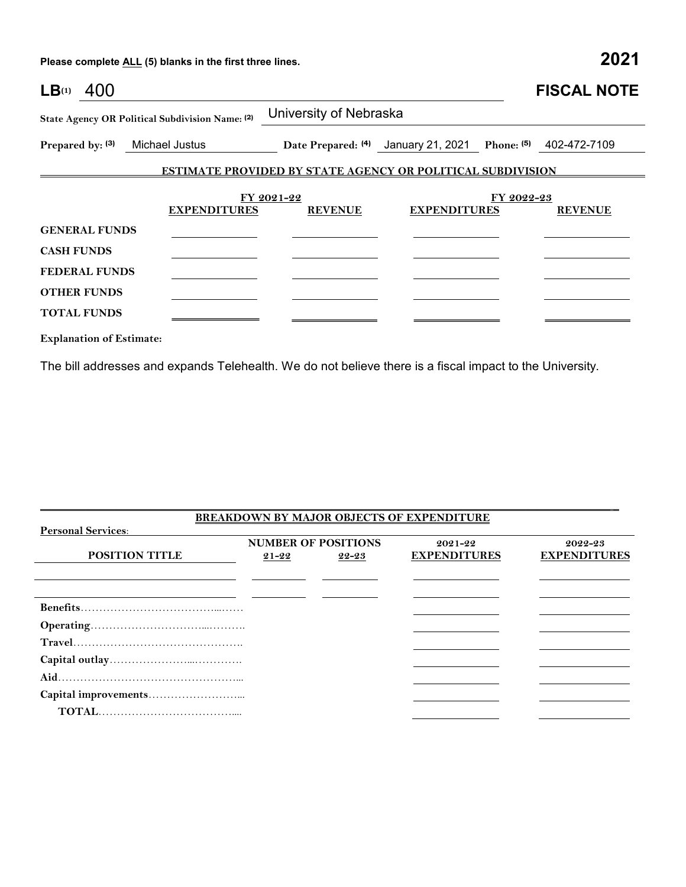Please complete ALL (5) blanks in the first three lines.

**2021**

# LB(1) 400 — FISCAL NOTE

**State Agency OR Political Subdivision Name: (2)** University of Nebraska

**Prepared by: (3)** Michael Justus **Date Prepared: (4)** January 21, 2021 **Phone: (5)** 402-472-7109

## ESTIMATE PROVIDED BY STATE AGENCY OR POLITICAL SUBDIVISION

| | FY 2021-22 | | FY 2022-23 | |
|---|---|---|---|---|
| | **EXPENDITURES** | **REVENUE** | **EXPENDITURES** | **REVENUE** |
| **GENERAL FUNDS** | | | | |
| **CASH FUNDS** | | | | |
| **FEDERAL FUNDS** | | | | |
| **OTHER FUNDS** | | | | |
| **TOTAL FUNDS** | | | | |

**Explanation of Estimate:**

The bill addresses and expands Telehealth. We do not believe there is a fiscal impact to the University.

## BREAKDOWN BY MAJOR OBJECTS OF EXPENDITURE

**Personal Services:**

| POSITION TITLE | NUMBER OF POSITIONS 21-22 | NUMBER OF POSITIONS 22-23 | 2021-22 EXPENDITURES | 2022-23 EXPENDITURES |
|---|---|---|---|---|
| | | | | |
| | | | | |
| **Benefits** | | | | |
| **Operating** | | | | |
| **Travel** | | | | |
| **Capital outlay** | | | | |
| **Aid** | | | | |
| **Capital improvements** | | | | |
| **TOTAL** | | | | |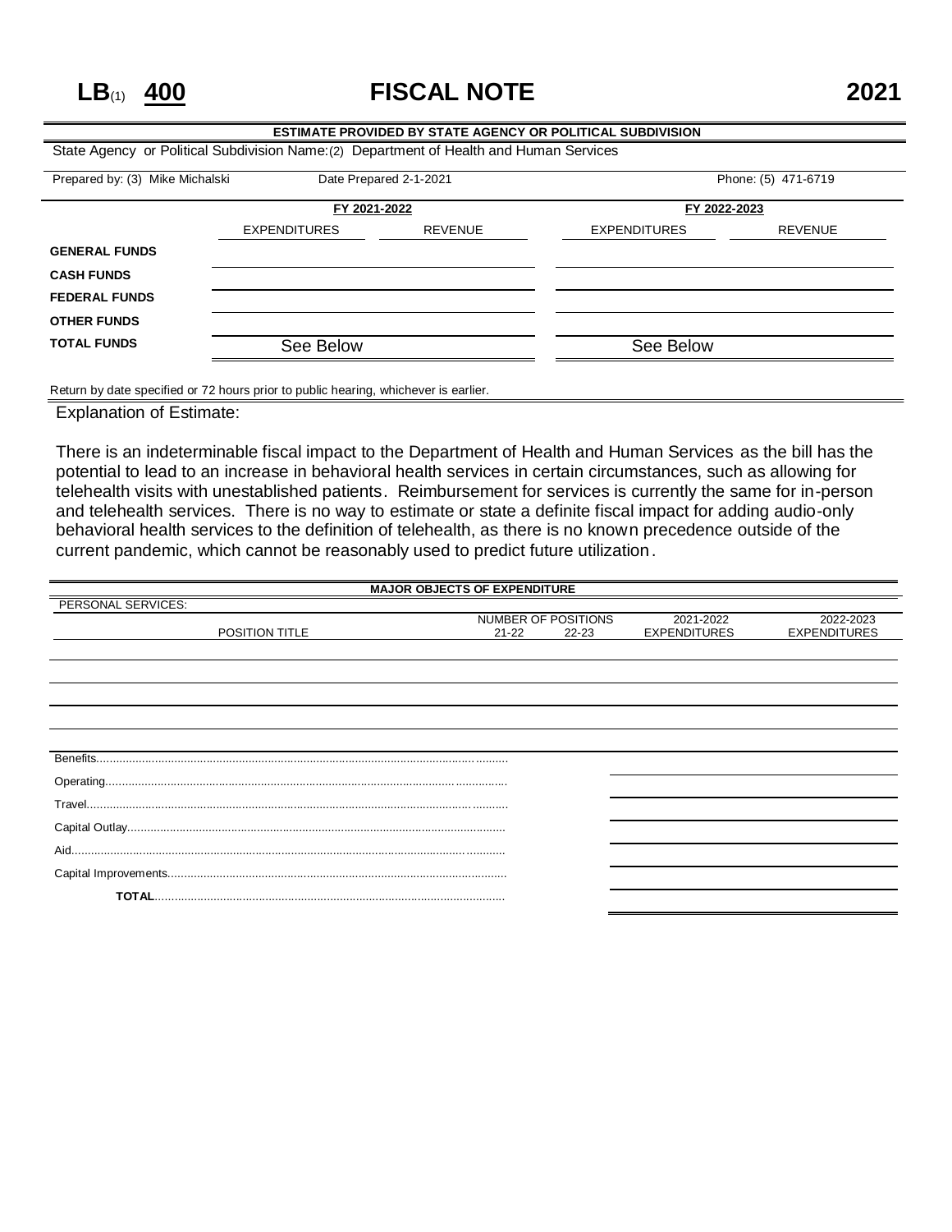# LB(1) 400 FISCAL NOTE 2021

**ESTIMATE PROVIDED BY STATE AGENCY OR POLITICAL SUBDIVISION**

State Agency or Political Subdivision Name:(2) Department of Health and Human Services

Prepared by: (3) Mike Michalski | Date Prepared 2-1-2021 | Phone: (5) 471-6719

| | FY 2021-2022 | | FY 2022-2023 | |
|---|---|---|---|---|
| | EXPENDITURES | REVENUE | EXPENDITURES | REVENUE |
| GENERAL FUNDS | | | | |
| CASH FUNDS | | | | |
| FEDERAL FUNDS | | | | |
| OTHER FUNDS | | | | |
| TOTAL FUNDS | See Below | | See Below | |

Return by date specified or 72 hours prior to public hearing, whichever is earlier.

Explanation of Estimate:

There is an indeterminable fiscal impact to the Department of Health and Human Services as the bill has the potential to lead to an increase in behavioral health services in certain circumstances, such as allowing for telehealth visits with unestablished patients. Reimbursement for services is currently the same for in-person and telehealth services. There is no way to estimate or state a definite fiscal impact for adding audio-only behavioral health services to the definition of telehealth, as there is no known precedence outside of the current pandemic, which cannot be reasonably used to predict future utilization.

**MAJOR OBJECTS OF EXPENDITURE**

PERSONAL SERVICES:

| POSITION TITLE | NUMBER OF POSITIONS 21-22 | NUMBER OF POSITIONS 22-23 | 2021-2022 EXPENDITURES | 2022-2023 EXPENDITURES |
|---|---|---|---|---|
| | | | | |
| Benefits | | | | |
| Operating | | | | |
| Travel | | | | |
| Capital Outlay | | | | |
| Aid | | | | |
| Capital Improvements | | | | |
| **TOTAL** | | | | |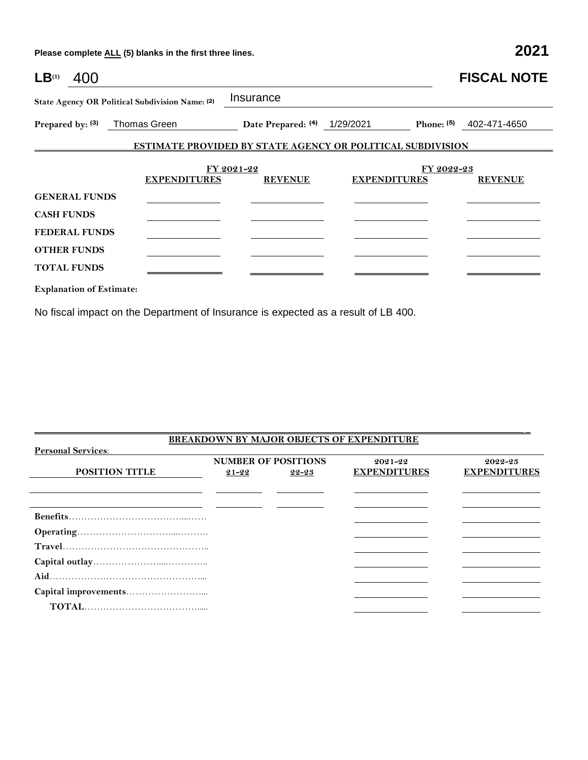Please complete ALL (5) blanks in the first three lines.

**2021**

**LB[1]** 400

**FISCAL NOTE**

**State Agency OR Political Subdivision Name: (2)** Insurance

**Prepared by: (3)** Thomas Green **Date Prepared: (4)** 1/29/2021 **Phone: (5)** 402-471-4650

## ESTIMATE PROVIDED BY STATE AGENCY OR POLITICAL SUBDIVISION

| | FY 2021-22 | | FY 2022-23 | |
|---|---|---|---|---|
| | **EXPENDITURES** | **REVENUE** | **EXPENDITURES** | **REVENUE** |
| **GENERAL FUNDS** | | | | |
| **CASH FUNDS** | | | | |
| **FEDERAL FUNDS** | | | | |
| **OTHER FUNDS** | | | | |
| **TOTAL FUNDS** | | | | |

**Explanation of Estimate:**

No fiscal impact on the Department of Insurance is expected as a result of LB 400.

## BREAKDOWN BY MAJOR OBJECTS OF EXPENDITURE

**Personal Services:**

| POSITION TITLE | NUMBER OF POSITIONS 21-22 | 22-23 | 2021-22 EXPENDITURES | 2022-23 EXPENDITURES |
|---|---|---|---|---|
| | | | | |
| | | | | |
| **Benefits** | | | | |
| **Operating** | | | | |
| **Travel** | | | | |
| **Capital outlay** | | | | |
| **Aid** | | | | |
| **Capital improvements** | | | | |
| **TOTAL** | | | | |